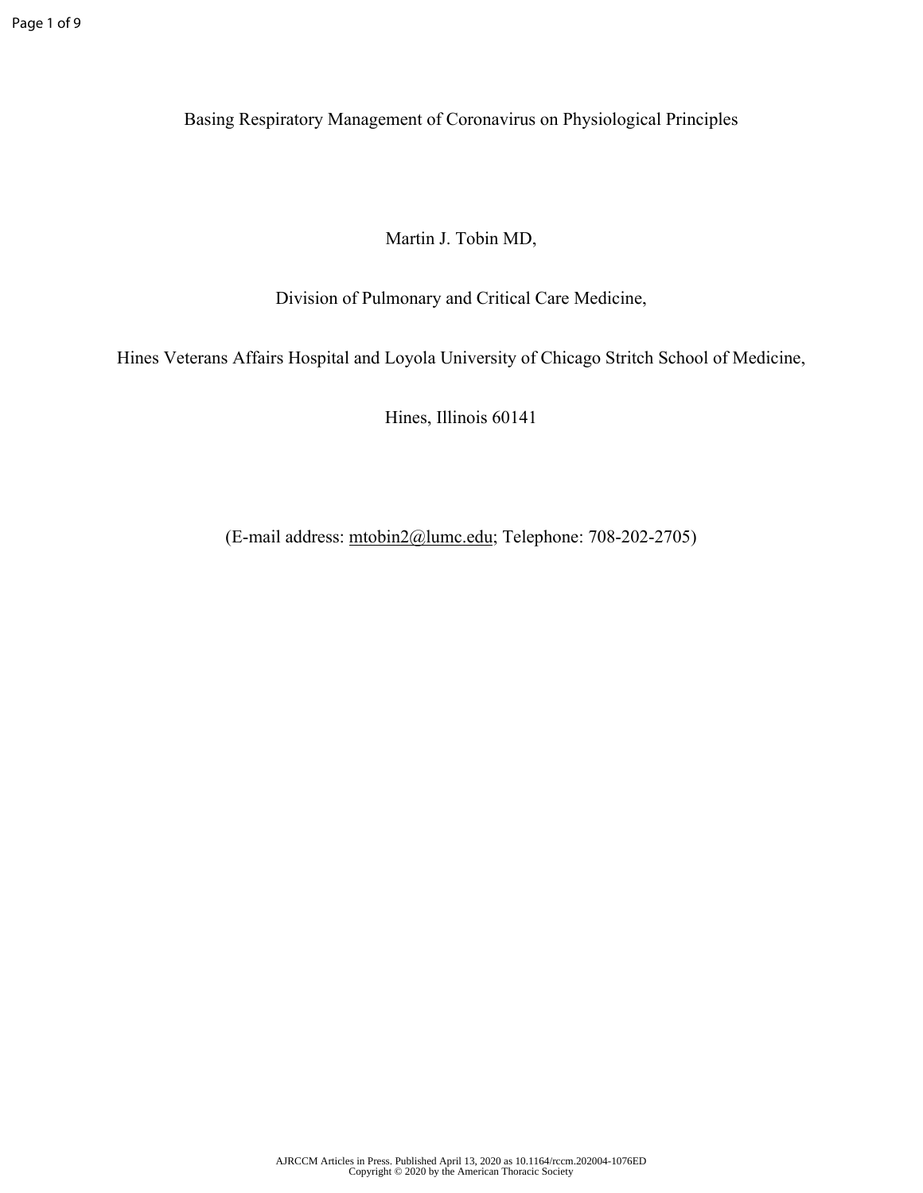# Basing Respiratory Management of Coronavirus on Physiological Principles

Martin J. Tobin MD,

Division of Pulmonary and Critical Care Medicine,

Hines Veterans Affairs Hospital and Loyola University of Chicago Stritch School of Medicine,

Hines, Illinois 60141

(E-mail address: mtobin2@lumc.edu; Telephone: 708-202-2705)

AJRCCM Articles in Press. Published April 13, 2020 as 10.1164/rccm.202004-1076ED
Copyright © 2020 by the American Thoracic Society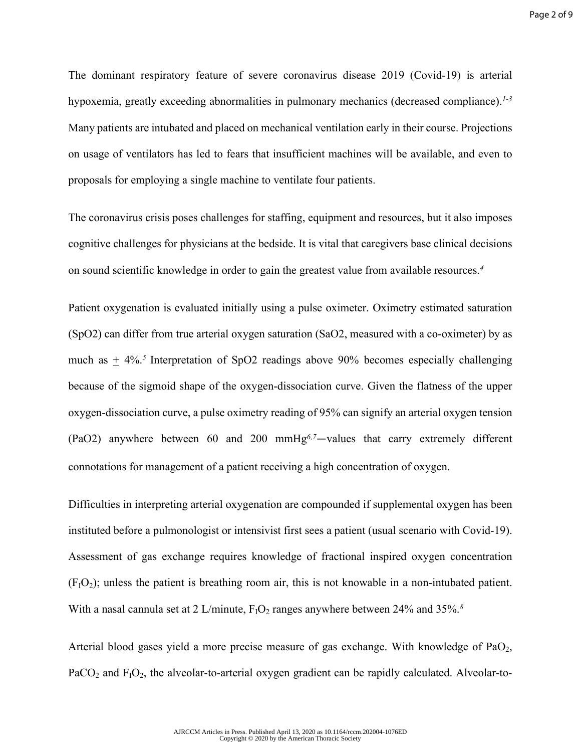The dominant respiratory feature of severe coronavirus disease 2019 (Covid-19) is arterial hypoxemia, greatly exceeding abnormalities in pulmonary mechanics (decreased compliance).[1-3] Many patients are intubated and placed on mechanical ventilation early in their course. Projections on usage of ventilators has led to fears that insufficient machines will be available, and even to proposals for employing a single machine to ventilate four patients.

The coronavirus crisis poses challenges for staffing, equipment and resources, but it also imposes cognitive challenges for physicians at the bedside. It is vital that caregivers base clinical decisions on sound scientific knowledge in order to gain the greatest value from available resources.[4]

Patient oxygenation is evaluated initially using a pulse oximeter. Oximetry estimated saturation (SpO2) can differ from true arterial oxygen saturation (SaO2, measured with a co-oximeter) by as much as $\pm$ 4%.[5] Interpretation of SpO2 readings above 90% becomes especially challenging because of the sigmoid shape of the oxygen-dissociation curve. Given the flatness of the upper oxygen-dissociation curve, a pulse oximetry reading of 95% can signify an arterial oxygen tension (PaO2) anywhere between 60 and 200 mmHg[6,7]—values that carry extremely different connotations for management of a patient receiving a high concentration of oxygen.

Difficulties in interpreting arterial oxygenation are compounded if supplemental oxygen has been instituted before a pulmonologist or intensivist first sees a patient (usual scenario with Covid-19). Assessment of gas exchange requires knowledge of fractional inspired oxygen concentration ($F_IO_2$); unless the patient is breathing room air, this is not knowable in a non-intubated patient. With a nasal cannula set at 2 L/minute, $F_IO_2$ ranges anywhere between 24% and 35%.[8]

Arterial blood gases yield a more precise measure of gas exchange. With knowledge of $PaO_2$, $PaCO_2$ and $F_IO_2$, the alveolar-to-arterial oxygen gradient can be rapidly calculated. Alveolar-to-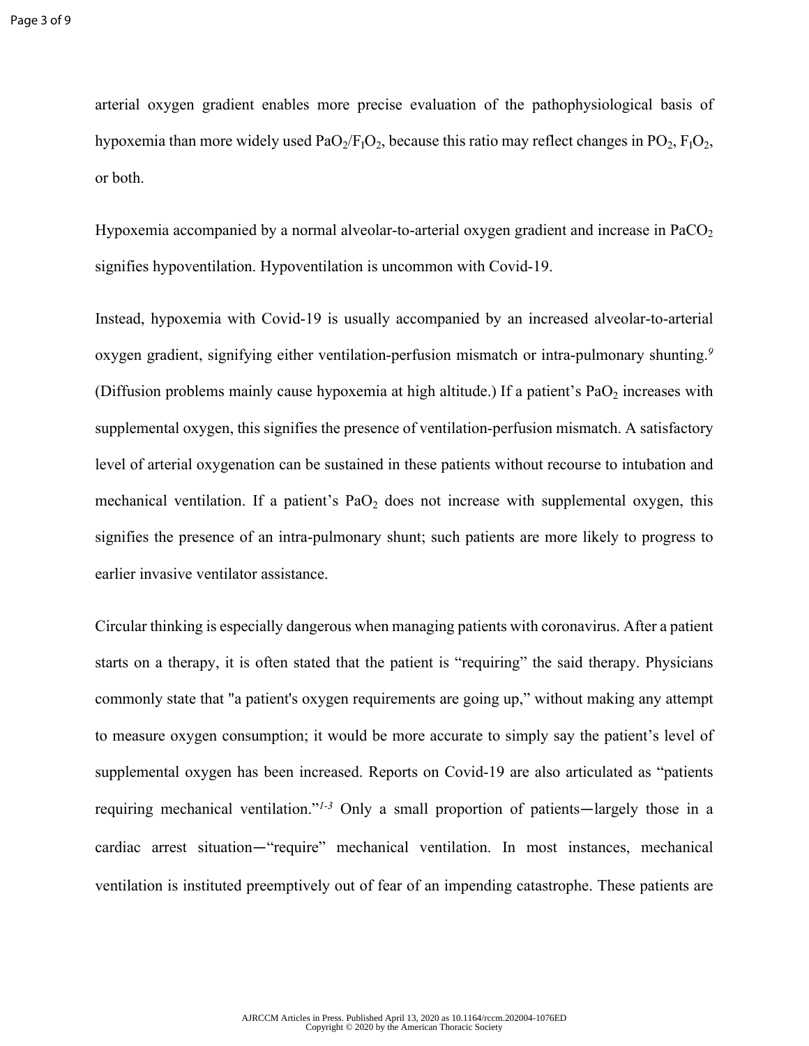arterial oxygen gradient enables more precise evaluation of the pathophysiological basis of hypoxemia than more widely used $PaO_2/F_IO_2$, because this ratio may reflect changes in $PO_2$, $F_IO_2$, or both.

Hypoxemia accompanied by a normal alveolar-to-arterial oxygen gradient and increase in $PaCO_2$ signifies hypoventilation. Hypoventilation is uncommon with Covid-19.

Instead, hypoxemia with Covid-19 is usually accompanied by an increased alveolar-to-arterial oxygen gradient, signifying either ventilation-perfusion mismatch or intra-pulmonary shunting.[9] (Diffusion problems mainly cause hypoxemia at high altitude.) If a patient's $PaO_2$ increases with supplemental oxygen, this signifies the presence of ventilation-perfusion mismatch. A satisfactory level of arterial oxygenation can be sustained in these patients without recourse to intubation and mechanical ventilation. If a patient's $PaO_2$ does not increase with supplemental oxygen, this signifies the presence of an intra-pulmonary shunt; such patients are more likely to progress to earlier invasive ventilator assistance.

Circular thinking is especially dangerous when managing patients with coronavirus. After a patient starts on a therapy, it is often stated that the patient is "requiring" the said therapy. Physicians commonly state that "a patient's oxygen requirements are going up," without making any attempt to measure oxygen consumption; it would be more accurate to simply say the patient's level of supplemental oxygen has been increased. Reports on Covid-19 are also articulated as "patients requiring mechanical ventilation."[1-3] Only a small proportion of patients—largely those in a cardiac arrest situation—"require" mechanical ventilation. In most instances, mechanical ventilation is instituted preemptively out of fear of an impending catastrophe. These patients are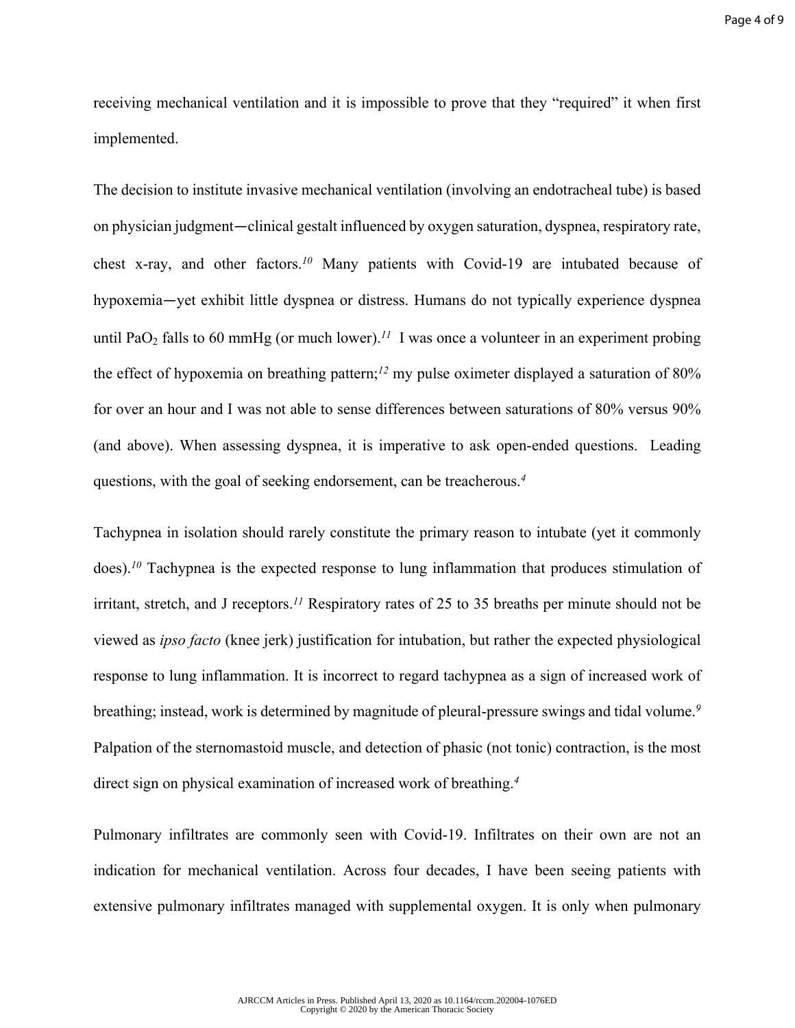receiving mechanical ventilation and it is impossible to prove that they "required" it when first implemented.

The decision to institute invasive mechanical ventilation (involving an endotracheal tube) is based on physician judgment—clinical gestalt influenced by oxygen saturation, dyspnea, respiratory rate, chest x-ray, and other factors.[10] Many patients with Covid-19 are intubated because of hypoxemia—yet exhibit little dyspnea or distress. Humans do not typically experience dyspnea until $PaO_2$ falls to 60 mmHg (or much lower).[11] I was once a volunteer in an experiment probing the effect of hypoxemia on breathing pattern;[12] my pulse oximeter displayed a saturation of 80% for over an hour and I was not able to sense differences between saturations of 80% versus 90% (and above). When assessing dyspnea, it is imperative to ask open-ended questions. Leading questions, with the goal of seeking endorsement, can be treacherous.[4]

Tachypnea in isolation should rarely constitute the primary reason to intubate (yet it commonly does).[10] Tachypnea is the expected response to lung inflammation that produces stimulation of irritant, stretch, and J receptors.[11] Respiratory rates of 25 to 35 breaths per minute should not be viewed as *ipso facto* (knee jerk) justification for intubation, but rather the expected physiological response to lung inflammation. It is incorrect to regard tachypnea as a sign of increased work of breathing; instead, work is determined by magnitude of pleural-pressure swings and tidal volume.[9] Palpation of the sternomastoid muscle, and detection of phasic (not tonic) contraction, is the most direct sign on physical examination of increased work of breathing.[4]

Pulmonary infiltrates are commonly seen with Covid-19. Infiltrates on their own are not an indication for mechanical ventilation. Across four decades, I have been seeing patients with extensive pulmonary infiltrates managed with supplemental oxygen. It is only when pulmonary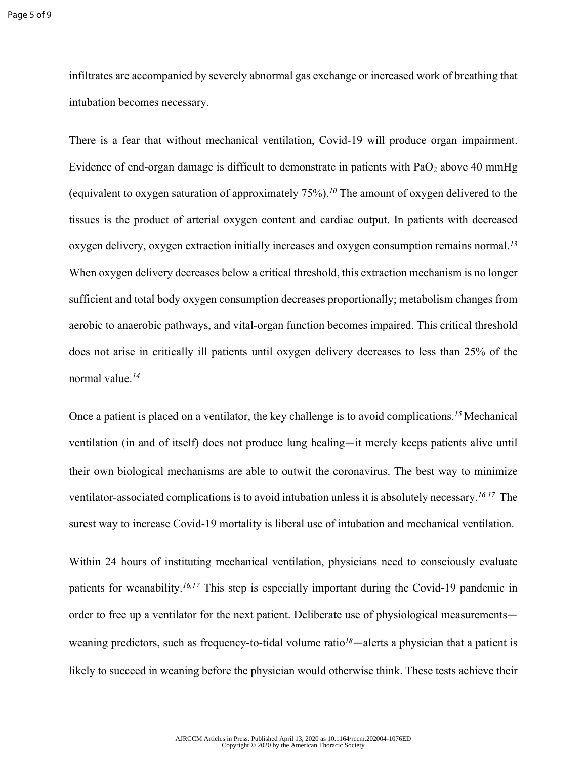infiltrates are accompanied by severely abnormal gas exchange or increased work of breathing that intubation becomes necessary.

There is a fear that without mechanical ventilation, Covid-19 will produce organ impairment. Evidence of end-organ damage is difficult to demonstrate in patients with $PaO_2$ above 40 mmHg (equivalent to oxygen saturation of approximately 75%).[10] The amount of oxygen delivered to the tissues is the product of arterial oxygen content and cardiac output. In patients with decreased oxygen delivery, oxygen extraction initially increases and oxygen consumption remains normal.[13] When oxygen delivery decreases below a critical threshold, this extraction mechanism is no longer sufficient and total body oxygen consumption decreases proportionally; metabolism changes from aerobic to anaerobic pathways, and vital-organ function becomes impaired. This critical threshold does not arise in critically ill patients until oxygen delivery decreases to less than 25% of the normal value.[14]

Once a patient is placed on a ventilator, the key challenge is to avoid complications.[15] Mechanical ventilation (in and of itself) does not produce lung healing—it merely keeps patients alive until their own biological mechanisms are able to outwit the coronavirus. The best way to minimize ventilator-associated complications is to avoid intubation unless it is absolutely necessary.[16,17] The surest way to increase Covid-19 mortality is liberal use of intubation and mechanical ventilation.

Within 24 hours of instituting mechanical ventilation, physicians need to consciously evaluate patients for weanability.[16,17] This step is especially important during the Covid-19 pandemic in order to free up a ventilator for the next patient. Deliberate use of physiological measurements—weaning predictors, such as frequency-to-tidal volume ratio[18]—alerts a physician that a patient is likely to succeed in weaning before the physician would otherwise think. These tests achieve their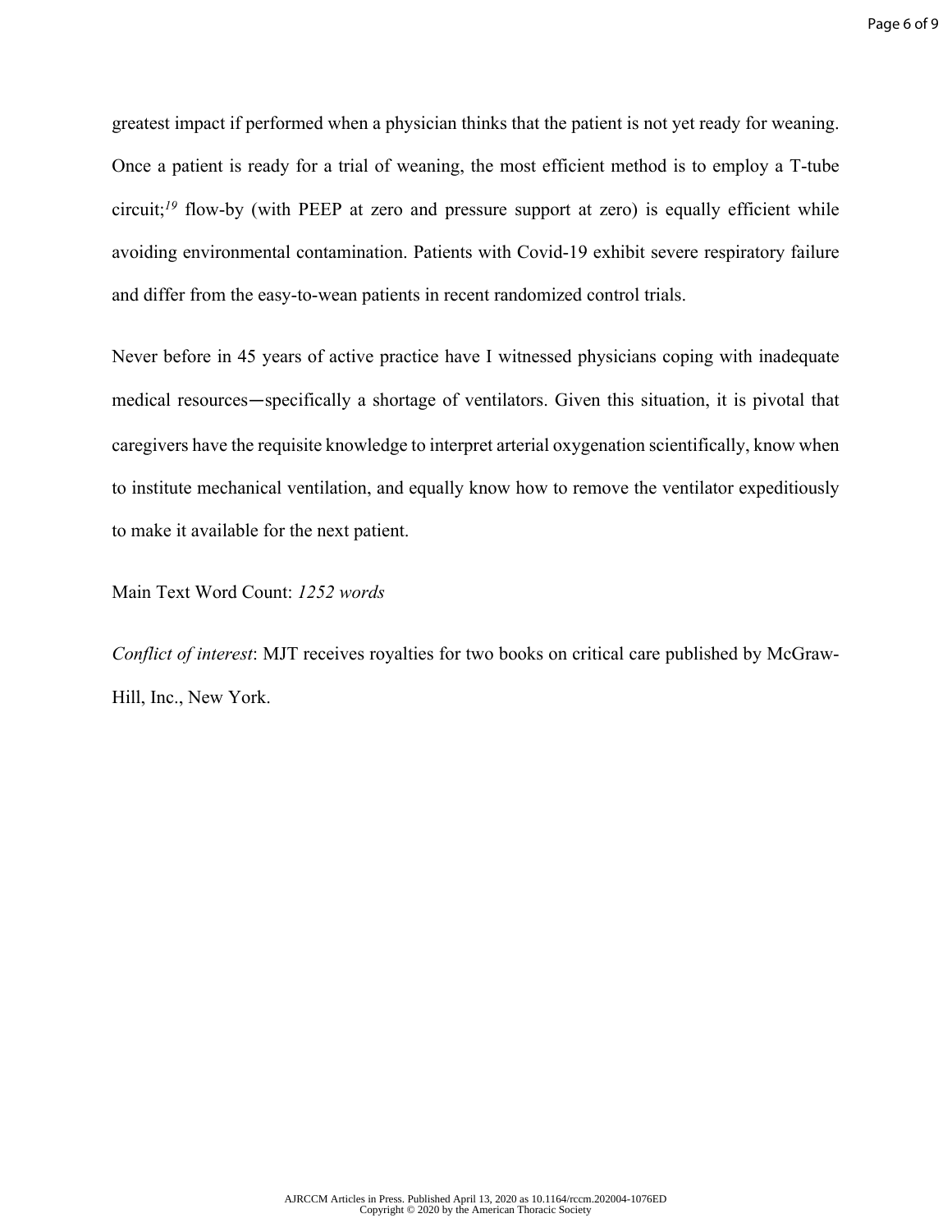greatest impact if performed when a physician thinks that the patient is not yet ready for weaning. Once a patient is ready for a trial of weaning, the most efficient method is to employ a T-tube circuit;[19] flow-by (with PEEP at zero and pressure support at zero) is equally efficient while avoiding environmental contamination. Patients with Covid-19 exhibit severe respiratory failure and differ from the easy-to-wean patients in recent randomized control trials.

Never before in 45 years of active practice have I witnessed physicians coping with inadequate medical resources—specifically a shortage of ventilators. Given this situation, it is pivotal that caregivers have the requisite knowledge to interpret arterial oxygenation scientifically, know when to institute mechanical ventilation, and equally know how to remove the ventilator expeditiously to make it available for the next patient.

Main Text Word Count: *1252 words*

*Conflict of interest*: MJT receives royalties for two books on critical care published by McGraw-Hill, Inc., New York.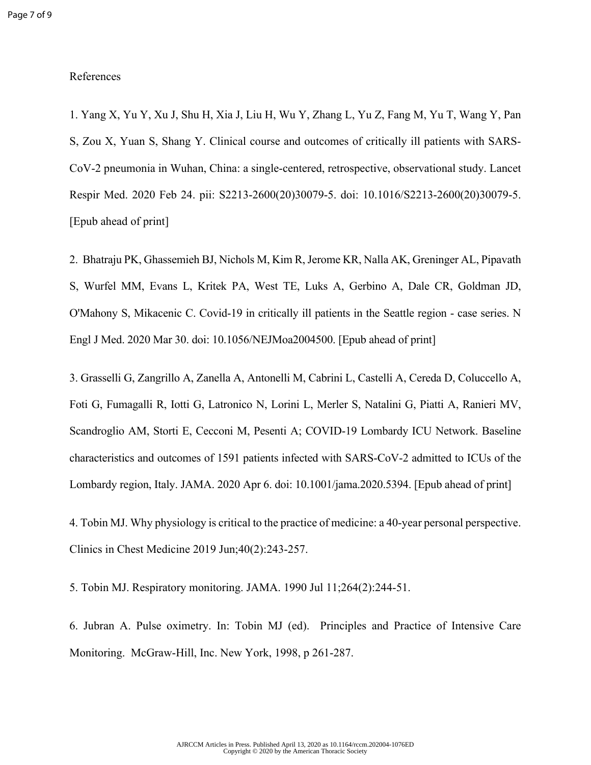References

1. Yang X, Yu Y, Xu J, Shu H, Xia J, Liu H, Wu Y, Zhang L, Yu Z, Fang M, Yu T, Wang Y, Pan S, Zou X, Yuan S, Shang Y. Clinical course and outcomes of critically ill patients with SARS-CoV-2 pneumonia in Wuhan, China: a single-centered, retrospective, observational study. Lancet Respir Med. 2020 Feb 24. pii: S2213-2600(20)30079-5. doi: 10.1016/S2213-2600(20)30079-5. [Epub ahead of print]

2. Bhatraju PK, Ghassemieh BJ, Nichols M, Kim R, Jerome KR, Nalla AK, Greninger AL, Pipavath S, Wurfel MM, Evans L, Kritek PA, West TE, Luks A, Gerbino A, Dale CR, Goldman JD, O'Mahony S, Mikacenic C. Covid-19 in critically ill patients in the Seattle region - case series. N Engl J Med. 2020 Mar 30. doi: 10.1056/NEJMoa2004500. [Epub ahead of print]

3. Grasselli G, Zangrillo A, Zanella A, Antonelli M, Cabrini L, Castelli A, Cereda D, Coluccello A, Foti G, Fumagalli R, Iotti G, Latronico N, Lorini L, Merler S, Natalini G, Piatti A, Ranieri MV, Scandroglio AM, Storti E, Cecconi M, Pesenti A; COVID-19 Lombardy ICU Network. Baseline characteristics and outcomes of 1591 patients infected with SARS-CoV-2 admitted to ICUs of the Lombardy region, Italy. JAMA. 2020 Apr 6. doi: 10.1001/jama.2020.5394. [Epub ahead of print]

4. Tobin MJ. Why physiology is critical to the practice of medicine: a 40-year personal perspective. Clinics in Chest Medicine 2019 Jun;40(2):243-257.

5. Tobin MJ. Respiratory monitoring. JAMA. 1990 Jul 11;264(2):244-51.

6. Jubran A. Pulse oximetry. In: Tobin MJ (ed). Principles and Practice of Intensive Care Monitoring. McGraw-Hill, Inc. New York, 1998, p 261-287.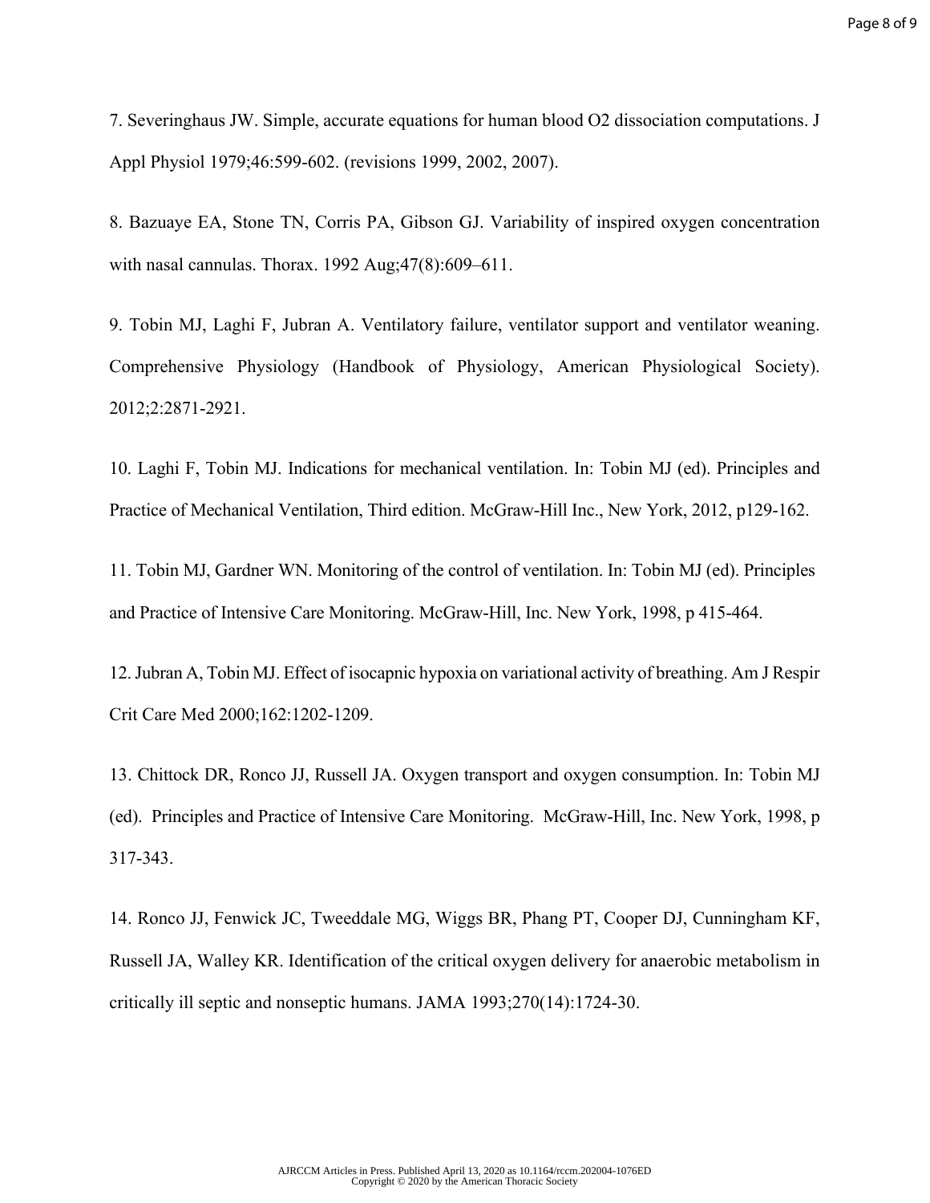7. Severinghaus JW. Simple, accurate equations for human blood O2 dissociation computations. J Appl Physiol 1979;46:599-602. (revisions 1999, 2002, 2007).

8. Bazuaye EA, Stone TN, Corris PA, Gibson GJ. Variability of inspired oxygen concentration with nasal cannulas. Thorax. 1992 Aug;47(8):609–611.

9. Tobin MJ, Laghi F, Jubran A. Ventilatory failure, ventilator support and ventilator weaning. Comprehensive Physiology (Handbook of Physiology, American Physiological Society). 2012;2:2871-2921.

10. Laghi F, Tobin MJ. Indications for mechanical ventilation. In: Tobin MJ (ed). Principles and Practice of Mechanical Ventilation, Third edition. McGraw-Hill Inc., New York, 2012, p129-162.

11. Tobin MJ, Gardner WN. Monitoring of the control of ventilation. In: Tobin MJ (ed). Principles and Practice of Intensive Care Monitoring. McGraw-Hill, Inc. New York, 1998, p 415-464.

12. Jubran A, Tobin MJ. Effect of isocapnic hypoxia on variational activity of breathing. Am J Respir Crit Care Med 2000;162:1202-1209.

13. Chittock DR, Ronco JJ, Russell JA. Oxygen transport and oxygen consumption. In: Tobin MJ (ed). Principles and Practice of Intensive Care Monitoring. McGraw-Hill, Inc. New York, 1998, p 317-343.

14. Ronco JJ, Fenwick JC, Tweeddale MG, Wiggs BR, Phang PT, Cooper DJ, Cunningham KF, Russell JA, Walley KR. Identification of the critical oxygen delivery for anaerobic metabolism in critically ill septic and nonseptic humans. JAMA 1993;270(14):1724-30.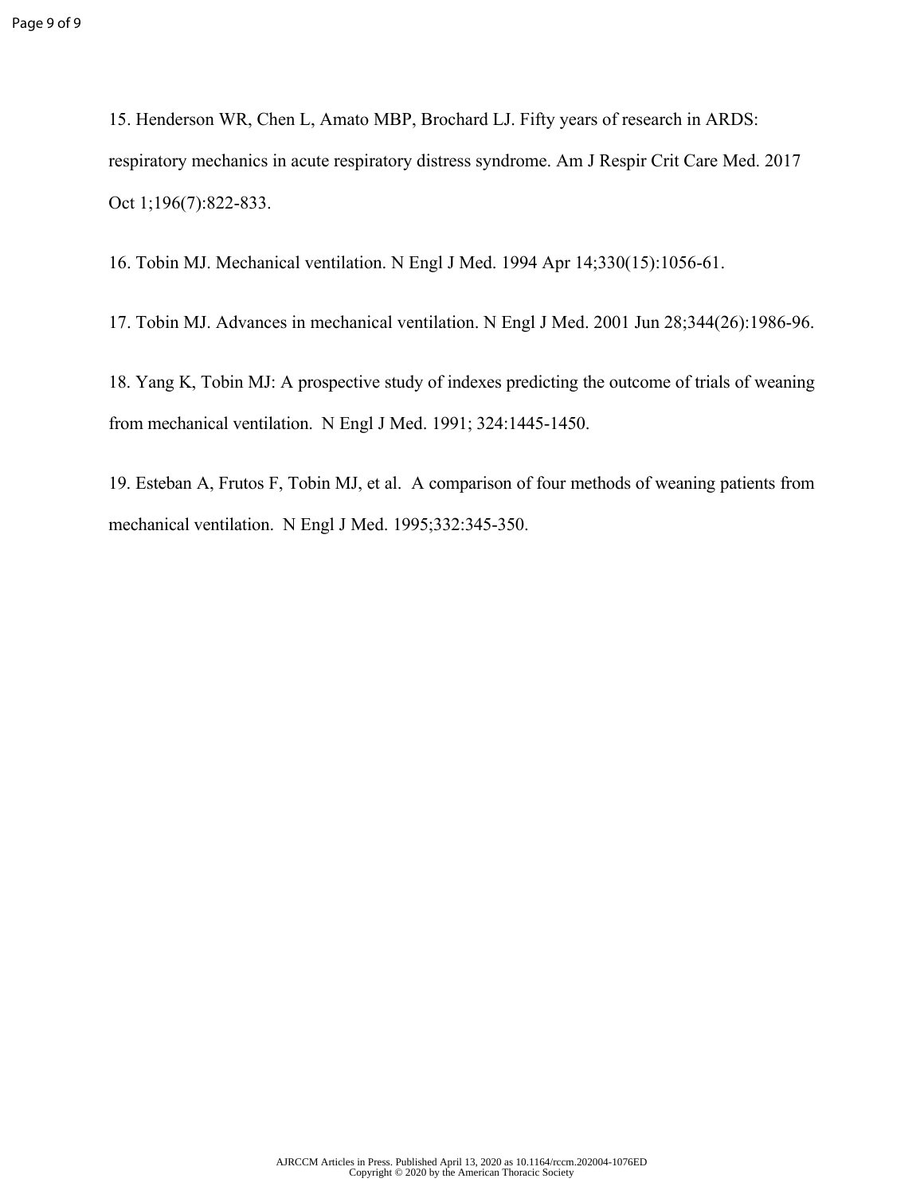15. Henderson WR, Chen L, Amato MBP, Brochard LJ. Fifty years of research in ARDS: respiratory mechanics in acute respiratory distress syndrome. Am J Respir Crit Care Med. 2017 Oct 1;196(7):822-833.

16. Tobin MJ. Mechanical ventilation. N Engl J Med. 1994 Apr 14;330(15):1056-61.

17. Tobin MJ. Advances in mechanical ventilation. N Engl J Med. 2001 Jun 28;344(26):1986-96.

18. Yang K, Tobin MJ: A prospective study of indexes predicting the outcome of trials of weaning from mechanical ventilation. N Engl J Med. 1991; 324:1445-1450.

19. Esteban A, Frutos F, Tobin MJ, et al. A comparison of four methods of weaning patients from mechanical ventilation. N Engl J Med. 1995;332:345-350.